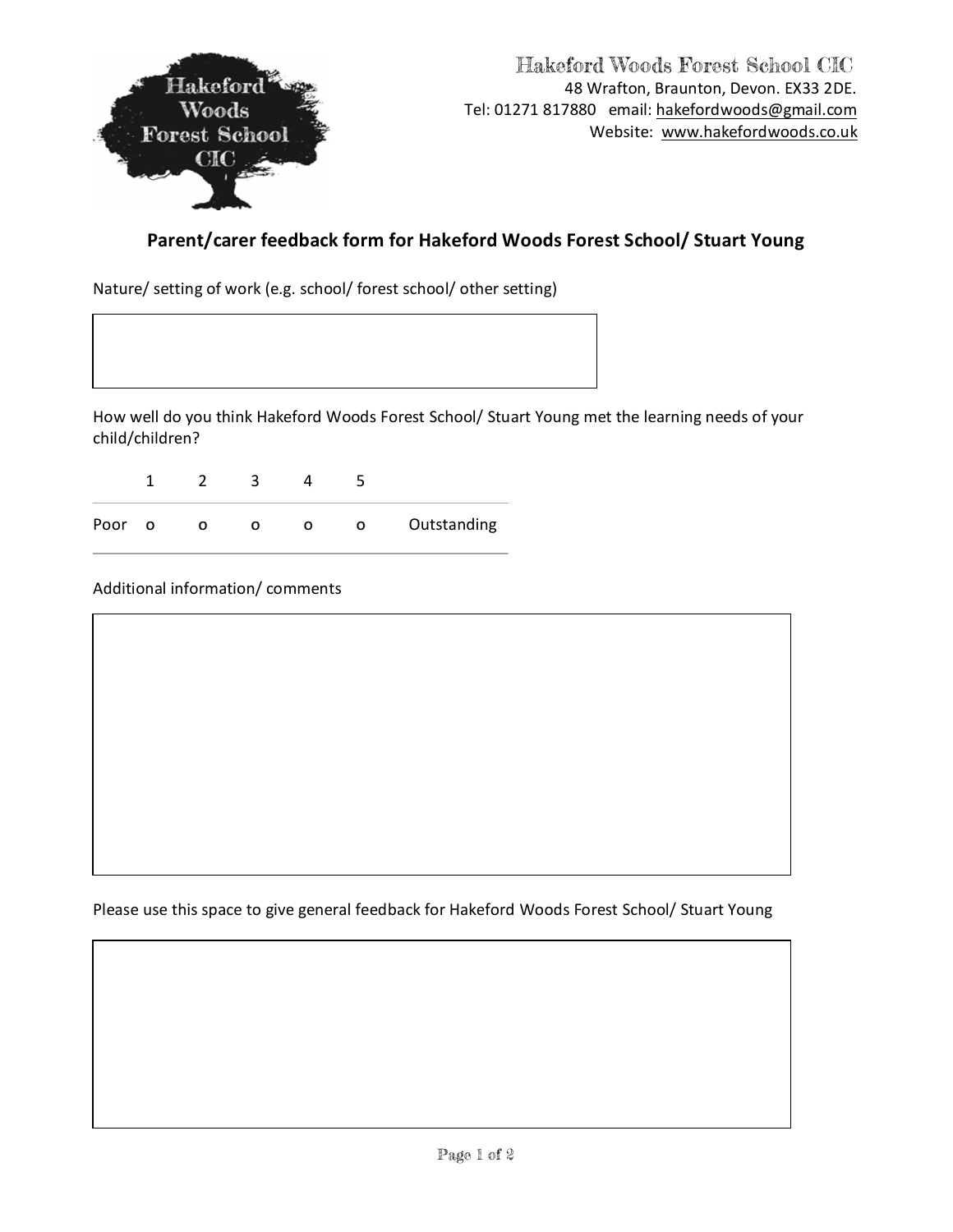Hakeford Woods Forest School CIC
48 Wrafton, Braunton, Devon. EX33 2DE.
Tel: 01271 817880 email: hakefordwoods@gmail.com
Website: www.hakefordwoods.co.uk

## Parent/carer feedback form for Hakeford Woods Forest School/ Stuart Young

Nature/ setting of work (e.g. school/ forest school/ other setting)

How well do you think Hakeford Woods Forest School/ Stuart Young met the learning needs of your child/children?

| | 1 | 2 | 3 | 4 | 5 | |
|---|---|---|---|---|---|---|
| Poor | o | o | o | o | o | Outstanding |

Additional information/ comments

Please use this space to give general feedback for Hakeford Woods Forest School/ Stuart Young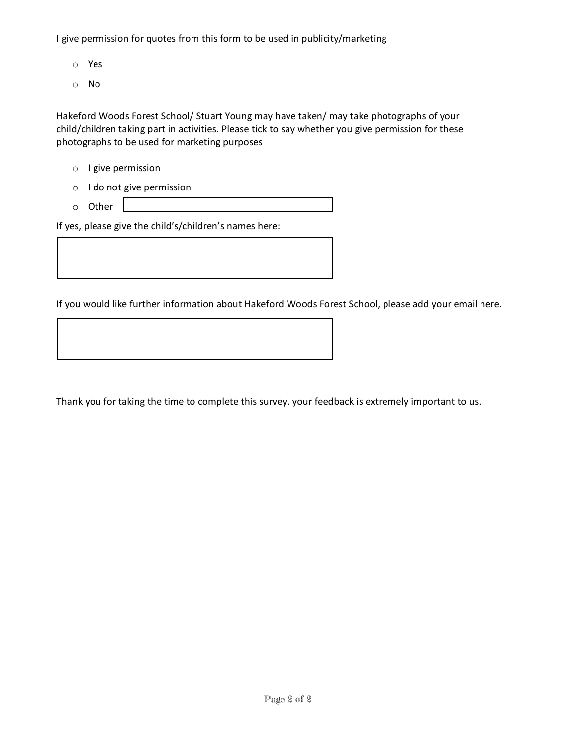I give permission for quotes from this form to be used in publicity/marketing

- Yes
- No

Hakeford Woods Forest School/ Stuart Young may have taken/ may take photographs of your child/children taking part in activities. Please tick to say whether you give permission for these photographs to be used for marketing purposes

- I give permission
- I do not give permission
- Other

If yes, please give the child's/children's names here:

If you would like further information about Hakeford Woods Forest School, please add your email here.

Thank you for taking the time to complete this survey, your feedback is extremely important to us.